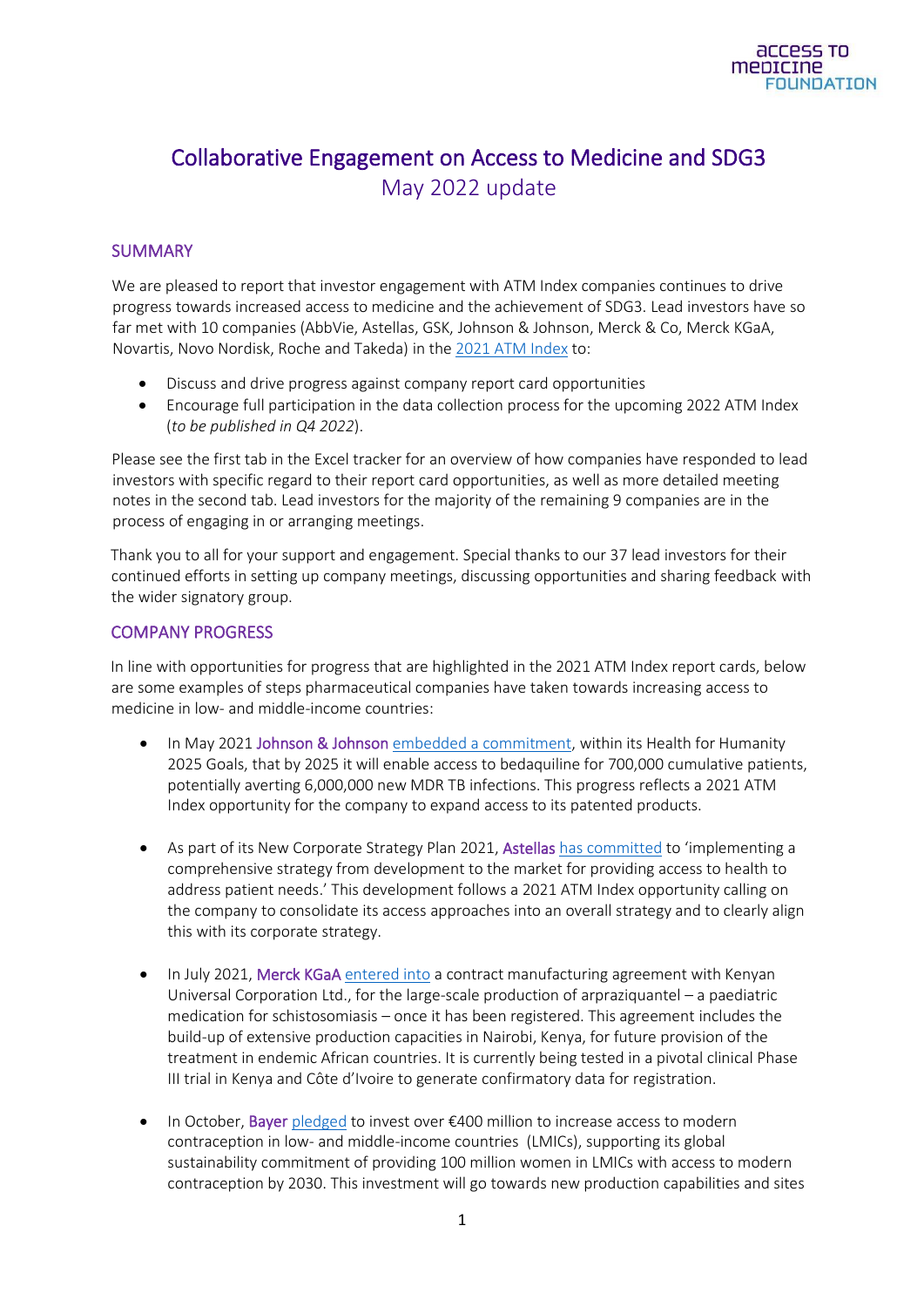# Collaborative Engagement on Access to Medicine and SDG3

## May 2022 update

### SUMMARY

We are pleased to report that investor engagement with ATM Index companies continues to drive progress towards increased access to medicine and the achievement of SDG3. Lead investors have so far met with 10 companies (AbbVie, Astellas, GSK, Johnson & Johnson, Merck & Co, Merck KGaA, Novartis, Novo Nordisk, Roche and Takeda) in the 2021 ATM Index to:

- Discuss and drive progress against company report card opportunities
- Encourage full participation in the data collection process for the upcoming 2022 ATM Index (*to be published in Q4 2022*).

Please see the first tab in the Excel tracker for an overview of how companies have responded to lead investors with specific regard to their report card opportunities, as well as more detailed meeting notes in the second tab. Lead investors for the majority of the remaining 9 companies are in the process of engaging in or arranging meetings.

Thank you to all for your support and engagement. Special thanks to our 37 lead investors for their continued efforts in setting up company meetings, discussing opportunities and sharing feedback with the wider signatory group.

### COMPANY PROGRESS

In line with opportunities for progress that are highlighted in the 2021 ATM Index report cards, below are some examples of steps pharmaceutical companies have taken towards increasing access to medicine in low- and middle-income countries:

- In May 2021 Johnson & Johnson embedded a commitment, within its Health for Humanity 2025 Goals, that by 2025 it will enable access to bedaquiline for 700,000 cumulative patients, potentially averting 6,000,000 new MDR TB infections. This progress reflects a 2021 ATM Index opportunity for the company to expand access to its patented products.

- As part of its New Corporate Strategy Plan 2021, Astellas has committed to 'implementing a comprehensive strategy from development to the market for providing access to health to address patient needs.' This development follows a 2021 ATM Index opportunity calling on the company to consolidate its access approaches into an overall strategy and to clearly align this with its corporate strategy.

- In July 2021, Merck KGaA entered into a contract manufacturing agreement with Kenyan Universal Corporation Ltd., for the large-scale production of arpraziquantel – a paediatric medication for schistosomiasis – once it has been registered. This agreement includes the build-up of extensive production capacities in Nairobi, Kenya, for future provision of the treatment in endemic African countries. It is currently being tested in a pivotal clinical Phase III trial in Kenya and Côte d'Ivoire to generate confirmatory data for registration.

- In October, Bayer pledged to invest over €400 million to increase access to modern contraception in low- and middle-income countries (LMICs), supporting its global sustainability commitment of providing 100 million women in LMICs with access to modern contraception by 2030. This investment will go towards new production capabilities and sites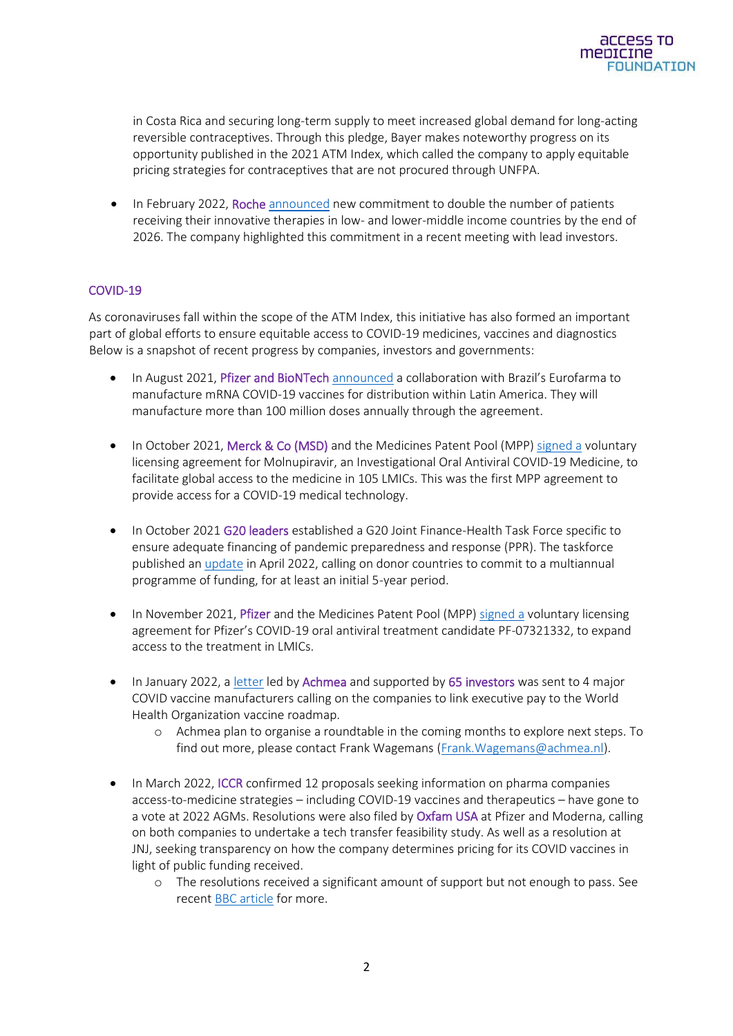in Costa Rica and securing long-term supply to meet increased global demand for long-acting reversible contraceptives. Through this pledge, Bayer makes noteworthy progress on its opportunity published in the 2021 ATM Index, which called the company to apply equitable pricing strategies for contraceptives that are not procured through UNFPA.

- In February 2022, Roche announced new commitment to double the number of patients receiving their innovative therapies in low- and lower-middle income countries by the end of 2026. The company highlighted this commitment in a recent meeting with lead investors.

## COVID-19

As coronaviruses fall within the scope of the ATM Index, this initiative has also formed an important part of global efforts to ensure equitable access to COVID-19 medicines, vaccines and diagnostics Below is a snapshot of recent progress by companies, investors and governments:

- In August 2021, Pfizer and BioNTech announced a collaboration with Brazil's Eurofarma to manufacture mRNA COVID-19 vaccines for distribution within Latin America. They will manufacture more than 100 million doses annually through the agreement.

- In October 2021, Merck & Co (MSD) and the Medicines Patent Pool (MPP) signed a voluntary licensing agreement for Molnupiravir, an Investigational Oral Antiviral COVID-19 Medicine, to facilitate global access to the medicine in 105 LMICs. This was the first MPP agreement to provide access for a COVID-19 medical technology.

- In October 2021 G20 leaders established a G20 Joint Finance-Health Task Force specific to ensure adequate financing of pandemic preparedness and response (PPR). The taskforce published an update in April 2022, calling on donor countries to commit to a multiannual programme of funding, for at least an initial 5-year period.

- In November 2021, Pfizer and the Medicines Patent Pool (MPP) signed a voluntary licensing agreement for Pfizer's COVID-19 oral antiviral treatment candidate PF-07321332, to expand access to the treatment in LMICs.

- In January 2022, a letter led by Achmea and supported by 65 investors was sent to 4 major COVID vaccine manufacturers calling on the companies to link executive pay to the World Health Organization vaccine roadmap.
    - Achmea plan to organise a roundtable in the coming months to explore next steps. To find out more, please contact Frank Wagemans (Frank.Wagemans@achmea.nl).

- In March 2022, ICCR confirmed 12 proposals seeking information on pharma companies access-to-medicine strategies – including COVID-19 vaccines and therapeutics – have gone to a vote at 2022 AGMs. Resolutions were also filed by Oxfam USA at Pfizer and Moderna, calling on both companies to undertake a tech transfer feasibility study. As well as a resolution at JNJ, seeking transparency on how the company determines pricing for its COVID vaccines in light of public funding received.
    - The resolutions received a significant amount of support but not enough to pass. See recent BBC article for more.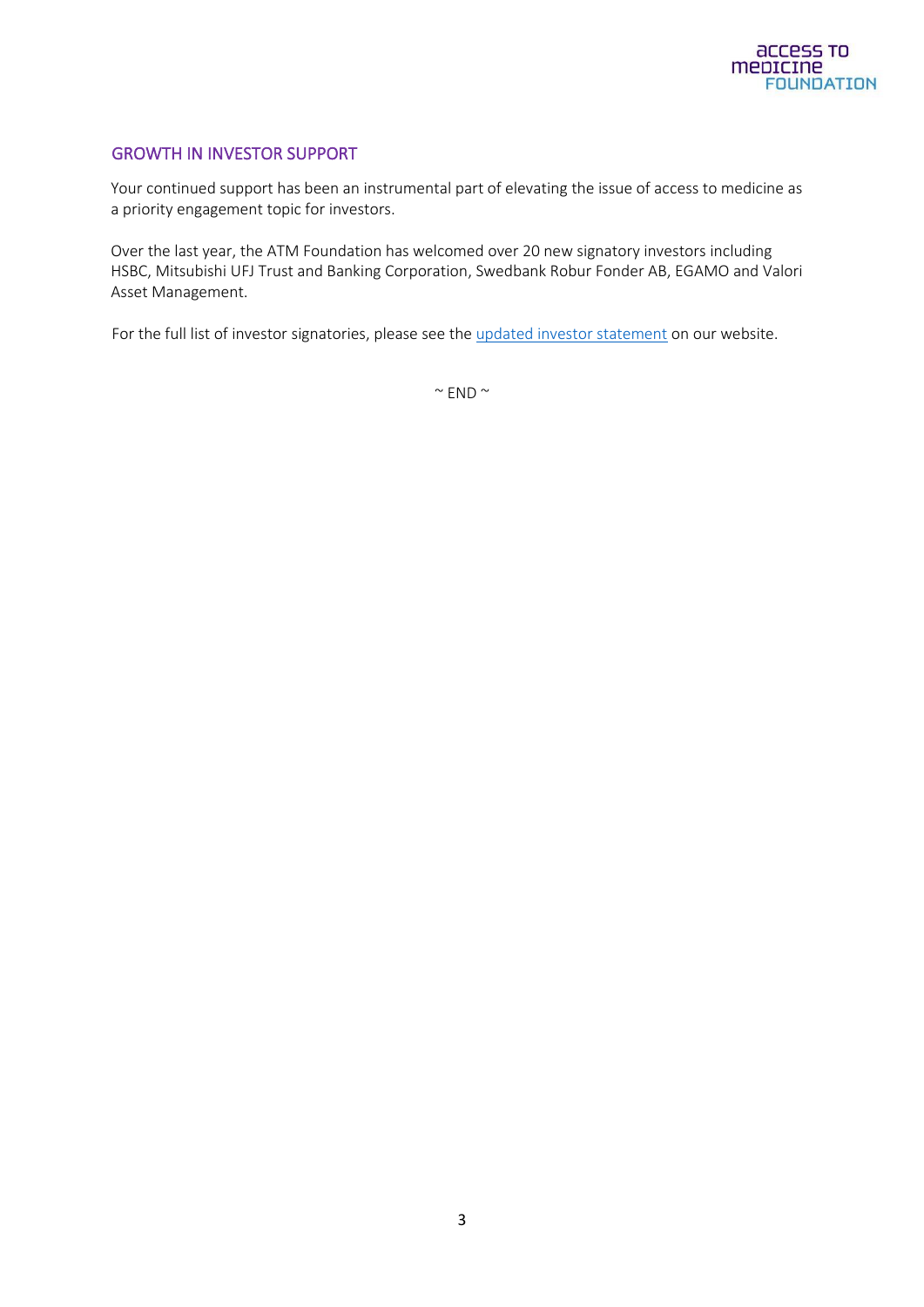## GROWTH IN INVESTOR SUPPORT

Your continued support has been an instrumental part of elevating the issue of access to medicine as a priority engagement topic for investors.

Over the last year, the ATM Foundation has welcomed over 20 new signatory investors including HSBC, Mitsubishi UFJ Trust and Banking Corporation, Swedbank Robur Fonder AB, EGAMO and Valori Asset Management.

For the full list of investor signatories, please see the updated investor statement on our website.

~ END ~